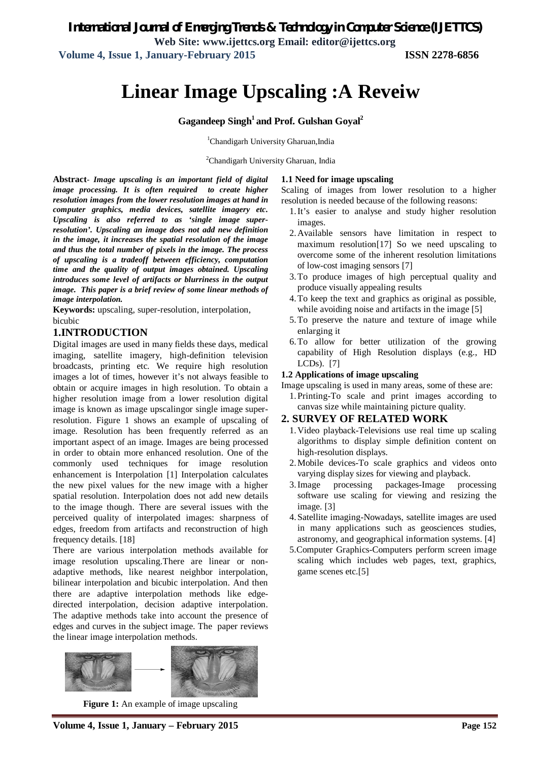# Linear Image Upscaling :A Reveiw

**Gagandeep Singh[1] and Prof. Gulshan Goyal[2]**

[1]Chandigarh University Gharuan,India

[2]Chandigarh University Gharuan, India

**Abstract**- ***Image upscaling is an important field of digital image processing. It is often required to create higher resolution images from the lower resolution images at hand in computer graphics, media devices, satellite imagery etc. Upscaling is also referred to as 'single image super-resolution'. Upscaling an image does not add new definition in the image, it increases the spatial resolution of the image and thus the total number of pixels in the image. The process of upscaling is a tradeoff between efficiency, computation time and the quality of output images obtained. Upscaling introduces some level of artifacts or blurriness in the output image. This paper is a brief review of some linear methods of image interpolation.***

**Keywords:** upscaling, super-resolution, interpolation, bicubic

## 1.INTRODUCTION

Digital images are used in many fields these days, medical imaging, satellite imagery, high-definition television broadcasts, printing etc. We require high resolution images a lot of times, however it's not always feasible to obtain or acquire images in high resolution. To obtain a higher resolution image from a lower resolution digital image is known as image upscalingor single image super-resolution. Figure 1 shows an example of upscaling of image. Resolution has been frequently referred as an important aspect of an image. Images are being processed in order to obtain more enhanced resolution. One of the commonly used techniques for image resolution enhancement is Interpolation [1] Interpolation calculates the new pixel values for the new image with a higher spatial resolution. Interpolation does not add new details to the image though. There are several issues with the perceived quality of interpolated images: sharpness of edges, freedom from artifacts and reconstruction of high frequency details. [18]

There are various interpolation methods available for image resolution upscaling.There are linear or non-adaptive methods, like nearest neighbor interpolation, bilinear interpolation and bicubic interpolation. And then there are adaptive interpolation methods like edge-directed interpolation, decision adaptive interpolation. The adaptive methods take into account the presence of edges and curves in the subject image. The paper reviews the linear image interpolation methods.

**Figure 1:** An example of image upscaling

### 1.1 Need for image upscaling

Scaling of images from lower resolution to a higher resolution is needed because of the following reasons:

1. It's easier to analyse and study higher resolution images.
2. Available sensors have limitation in respect to maximum resolution[17] So we need upscaling to overcome some of the inherent resolution limitations of low-cost imaging sensors [7]
3. To produce images of high perceptual quality and produce visually appealing results
4. To keep the text and graphics as original as possible, while avoiding noise and artifacts in the image [5]
5. To preserve the nature and texture of image while enlarging it
6. To allow for better utilization of the growing capability of High Resolution displays (e.g., HD LCDs). [7]

### 1.2 Applications of image upscaling

Image upscaling is used in many areas, some of these are:

1. Printing-To scale and print images according to canvas size while maintaining picture quality.

## 2. SURVEY OF RELATED WORK

1. Video playback-Televisions use real time up scaling algorithms to display simple definition content on high-resolution displays.
2. Mobile devices-To scale graphics and videos onto varying display sizes for viewing and playback.
3. Image processing packages-Image processing software use scaling for viewing and resizing the image. [3]
4. Satellite imaging-Nowadays, satellite images are used in many applications such as geosciences studies, astronomy, and geographical information systems. [4]
5. Computer Graphics-Computers perform screen image scaling which includes web pages, text, graphics, game scenes etc.[5]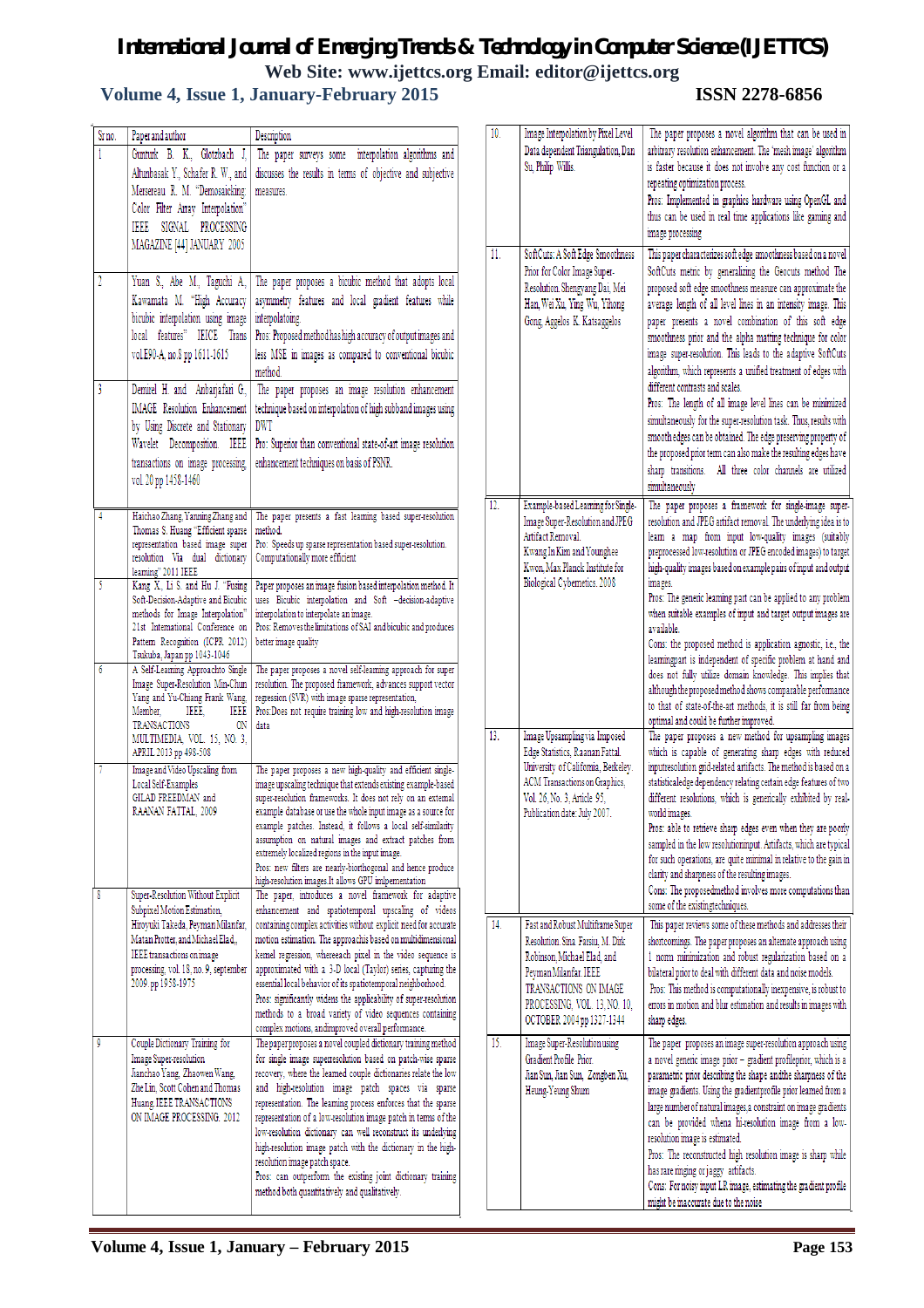| Sr no. | Paper and author | Description |
|---|---|---|
| 1 | Gunturk B. K., Glotzbach J, Altunbasak Y., Schafer R. W., and Mersereau R. M. "Demosaicking: Color Filter Array Interpolation" IEEE SIGNAL PROCESSING MAGAZINE [44] JANUARY 2005 | The paper surveys some interpolation algorithms and discusses the results in terms of objective and subjective measures. |
| 2 | Yuan S., Abe M., Taguchi A., Kawamata M. "High Accuracy bicubic interpolation using image local features" IEICE Trans vol.E90-A, no.8 pp 1611-1615 | The paper proposes a bicubic method that adopts local asymmetry features and local gradient features while interpolating. Pros: Proposed method has high accuracy of output images and less MSE in images as compared to conventional bicubic method. |
| 3 | Demirel H. and Anbarjafari G., IMAGE Resolution Enhancement by Using Discrete and Stationary Wavelet Decomposition. IEEE transactions on image processing, vol 20 pp 1458-1460 | The paper proposes an image resolution enhancement technique based on interpolation of high subband images using DWT. Pro: Superior than conventional state-of-art image resolution enhancement techniques on basis of PSNR. |
| 4 | Haichao Zhang, Yanning Zhang and Thomas S. Huang "Efficient sparse representation based image super resolution Via dual dictionary learning" 2011 IEEE | The paper presents a fast learning based super-resolution method. Pro: Speeds up sparse representation based super-resolution. Computationally more efficient |
| 5 | Kang X, Li S. and Hu J. "Fusing Soft-Decision-Adaptive and Bicubic methods for Image Interpolation" 21st International Conference on Pattern Recognition (ICPR 2012) Tsukuba, Japan pp 1043-1046 | Paper proposes an image fusion based interpolation method. It uses Bicubic interpolation and Soft –decision-adaptive interpolation to interpolate an image. Pros: Removes the limitations of SAI and bicubic and produces better image quality |
| 6 | A Self-Learning Approach to Single Image Super-Resolution Min-Chun Yang and Yu-Chiang Frank Wang, Member, IEEE, IEEE TRANSACTIONS ON MULTIMEDIA, VOL. 15, NO. 3, APRIL 2013 pp 498-508 | The paper proposes a novel self-learning approach for super resolution. The proposed framework, advances support vector regression (SVR) with image sparse representation, Pros: Does not require training low and high-resolution image data |
| 7 | Image and Video Upscaling from Local Self-Examples GILAD FREEDMAN and RAANAN FATTAL, 2009 | The paper proposes a new high-quality and efficient single-image upscaling technique that extends existing example-based super-resolution frameworks. It does not rely on an external example database or use the whole input image as a source for example patches. Instead, it follows a local self-similarity assumption on natural images and extract patches from extremely localized regions in the input image. Pros: new filters are nearly-biorthogonal and hence produce high-resolution images.It allows GPU implementation |
| 8 | Super-Resolution Without Explicit Subpixel Motion Estimation, Hiroyuki Takeda, Peyman Milanfar, Matan Protter, and Michael Elad., IEEE transactions on image processing, vol. 18, no. 9, september 2009. pp 1958-1975 | The paper, introduces a novel framework for adaptive enhancement and spatiotemporal upscaling of videos containing complex activities without explicit need for accurate motion estimation. The approach is based on multidimensional kernel regression, where each pixel in the video sequence is approximated with a 3-D local (Taylor) series, capturing the essential local behavior of its spatiotemporal neighborhood. Pros: significantly widens the applicability of super-resolution methods to a broad variety of video sequences containing complex motions, and improved overall performance. |
| 9 | Couple Dictionary Training for Image Super-resolution Jianchao Yang, Zhaowen Wang, Zhe Lin, Scott Cohen and Thomas Huang. IEEE TRANSACTIONS ON IMAGE PROCESSING. 2012 | The paper proposes a novel coupled dictionary training method for single image superresolution based on patch-wise sparse recovery, where the learned couple dictionaries relate the low and high-resolution image patch spaces via sparse representation. The learning process enforces that the sparse representation of a low-resolution image patch in terms of the low-resolution dictionary can well reconstruct its underlying high-resolution image patch with the dictionary in the high-resolution image patch space. Pros: can outperform the existing joint dictionary training method both quantitatively and qualitatively. |
| 10. | Image Interpolation by Pixel Level Data dependent Triangulation, Dan Su, Philip Willis. | The paper proposes a novel algorithm that can be used in arbitrary resolution enhancement. The 'mesh image' algorithm is faster because it does not involve any cost function or a repeating optimization process. Pros: Implemented in graphics hardware using OpenGL and thus can be used in real time applications like gaming and image processing |
| 11. | SoftCuts: A Soft Edge Smoothness Prior for Color Image Super-Resolution. Shengyang Dai, Mei Han, Wei Xu, Ying Wu, Yihong Gong, Aggelos K. Katsaggelos | This paper characterizes soft edge smoothness based on a novel SoftCuts metric by generalizing the Geocuts method The proposed soft edge smoothness measure can approximate the average length of all level lines in an intensity image. This paper presents a novel combination of this soft edge smoothness prior and the alpha matting technique for color image super-resolution. This leads to the adaptive SoftCuts algorithm, which represents a unified treatment of edges with different contrasts and scales. Pros: The length of all image level lines can be minimized simultaneously for the super-resolution task. Thus, results with smooth edges can be obtained. The edge preserving property of the proposed prior term can also make the resulting edges have sharp transitions. All three color channels are utilized simultaneously |
| 12. | Example-based Learning for Single-Image Super-Resolution and JPEG Artifact Removal. Kwang In Kim and Younghee Kwon. Max Planck Institute for Biological Cybernetics. 2008 | The paper proposes a framework for single-image super-resolution and JPEG artifact removal. The underlying idea is to learn a map from input low-quality images (suitably preprocessed low-resolution or JPEG encoded images) to target high-quality images based on example pairs of input and output images. Pros: The generic learning part can be applied to any problem when suitable examples of input and target output images are available. Cons: the proposed method is application agnostic, i.e., the learning part is independent of specific problem at hand and does not fully utilize domain knowledge. This implies that although the proposed method shows comparable performance to that of state-of-the-art methods, it is still far from being optimal and could be further improved. |
| 13. | Image Upsampling via Imposed Edge Statistics, Raanan Fattal. University of California, Berkeley. ACM Transactions on Graphics, Vol. 26, No. 3, Article 95, Publication date: July 2007. | The paper proposes a new method for upsampling images which is capable of generating sharp edges with reduced input-resolution grid-related artifacts. The method is based on a statistical edge dependency relating certain edge features of two different resolutions, which is generically exhibited by real-world images. Pros: able to retrieve sharp edges even when they are poorly sampled in the low resolution input. Artifacts, which are typical for such operations, are quite minimal in relative to the gain in clarity and sharpness of the resulting images. Cons: The proposed method involves more computations than some of the existing techniques. |
| 14. | Fast and Robust Multiframe Super Resolution. Sina Farsiu, M. Dirk Robinson, Michael Elad, and Peyman Milanfar. IEEE TRANSACTIONS ON IMAGE PROCESSING, VOL. 13, NO. 10, OCTOBER 2004 pp 1327-1344 | This paper reviews some of these methods and addresses their shortcomings. The paper proposes an alternate approach using 1 norm minimization and robust regularization based on a bilateral prior to deal with different data and noise models. Pros: This method is computationally inexpensive, is robust to errors in motion and blur estimation and results in images with sharp edges. |
| 15. | Image Super-Resolution using Gradient Profile Prior. Jian Sun, Jian Sun, Zongben Xu, Heung-Yeung Shum | The paper proposes an image super-resolution approach using a novel generic image prior – gradient profile prior, which is a parametric prior describing the shape and the sharpness of the image gradients. Using the gradient profile prior learned from a large number of natural images, a constraint on image gradients can be provided when a hi-resolution image from a low-resolution image is estimated. Pros: The reconstructed high resolution image is sharp while has rare ringing or jaggy artifacts. Cons: For noisy input LR image, estimating the gradient profile might be inaccurate due to the noise |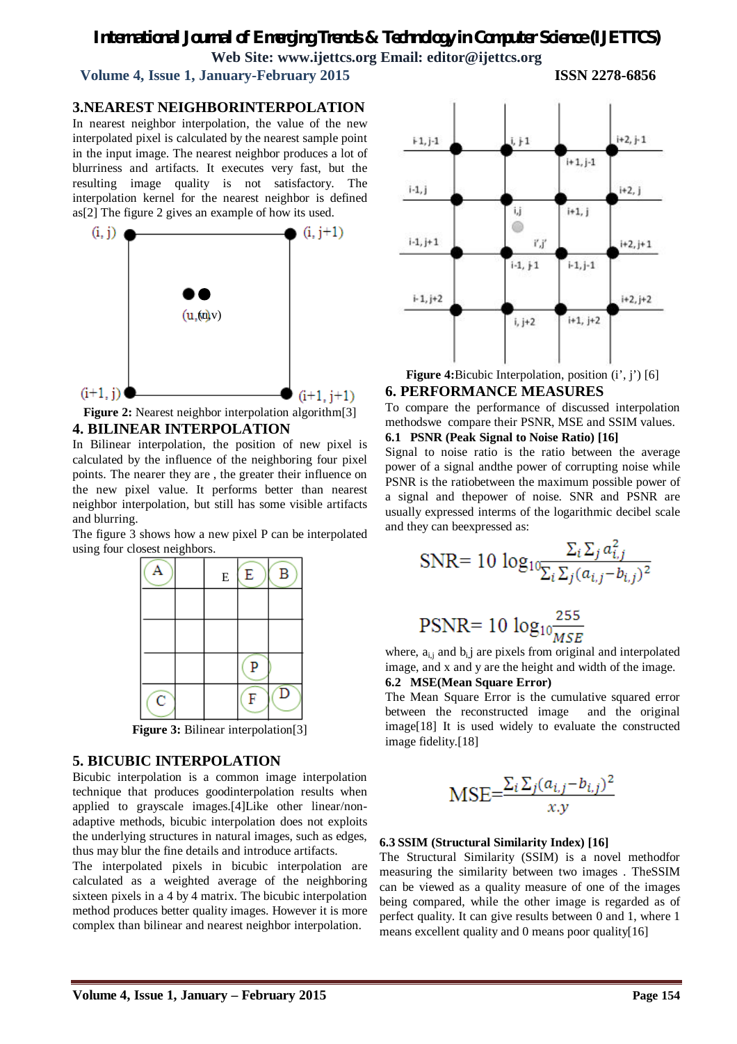## 3.NEAREST NEIGHBORINTERPOLATION

In nearest neighbor interpolation, the value of the new interpolated pixel is calculated by the nearest sample point in the input image. The nearest neighbor produces a lot of blurriness and artifacts. It executes very fast, but the resulting image quality is not satisfactory. The interpolation kernel for the nearest neighbor is defined as[2] The figure 2 gives an example of how its used.

**Figure 2:** Nearest neighbor interpolation algorithm[3]

## 4. BILINEAR INTERPOLATION

In Bilinear interpolation, the position of new pixel is calculated by the influence of the neighboring four pixel points. The nearer they are , the greater their influence on the new pixel value. It performs better than nearest neighbor interpolation, but still has some visible artifacts and blurring.

The figure 3 shows how a new pixel P can be interpolated using four closest neighbors.

**Figure 3:** Bilinear interpolation[3]

## 5. BICUBIC INTERPOLATION

Bicubic interpolation is a common image interpolation technique that produces goodinterpolation results when applied to grayscale images.[4]Like other linear/non-adaptive methods, bicubic interpolation does not exploits the underlying structures in natural images, such as edges, thus may blur the fine details and introduce artifacts.

The interpolated pixels in bicubic interpolation are calculated as a weighted average of the neighboring sixteen pixels in a 4 by 4 matrix. The bicubic interpolation method produces better quality images. However it is more complex than bilinear and nearest neighbor interpolation.

**Figure 4:**Bicubic Interpolation, position (i', j') [6]

## 6. PERFORMANCE MEASURES

To compare the performance of discussed interpolation methodswe compare their PSNR, MSE and SSIM values.

### 6.1 PSNR (Peak Signal to Noise Ratio) [16]

Signal to noise ratio is the ratio between the average power of a signal andthe power of corrupting noise while PSNR is the ratiobetween the maximum possible power of a signal and thepower of noise. SNR and PSNR are usually expressed interms of the logarithmic decibel scale and they can beexpressed as:

$$\text{SNR}= 10 \log_{10}\frac{\sum_i \sum_j a_{i,j}^2}{\sum_i \sum_j (a_{i,j}-b_{i,j})^2}$$

$$\text{PSNR}= 10 \log_{10}\frac{255}{MSE}$$

where, $a_{i,j}$ and $b_{i,j}$ are pixels from original and interpolated image, and x and y are the height and width of the image.

### 6.2 MSE(Mean Square Error)

The Mean Square Error is the cumulative squared error between the reconstructed image and the original image[18] It is used widely to evaluate the constructed image fidelity.[18]

$$\text{MSE}=\frac{\sum_i \sum_j (a_{i,j}-b_{i,j})^2}{x.y}$$

### 6.3 SSIM (Structural Similarity Index) [16]

The Structural Similarity (SSIM) is a novel methodfor measuring the similarity between two images . TheSSIM can be viewed as a quality measure of one of the images being compared, while the other image is regarded as of perfect quality. It can give results between 0 and 1, where 1 means excellent quality and 0 means poor quality[16]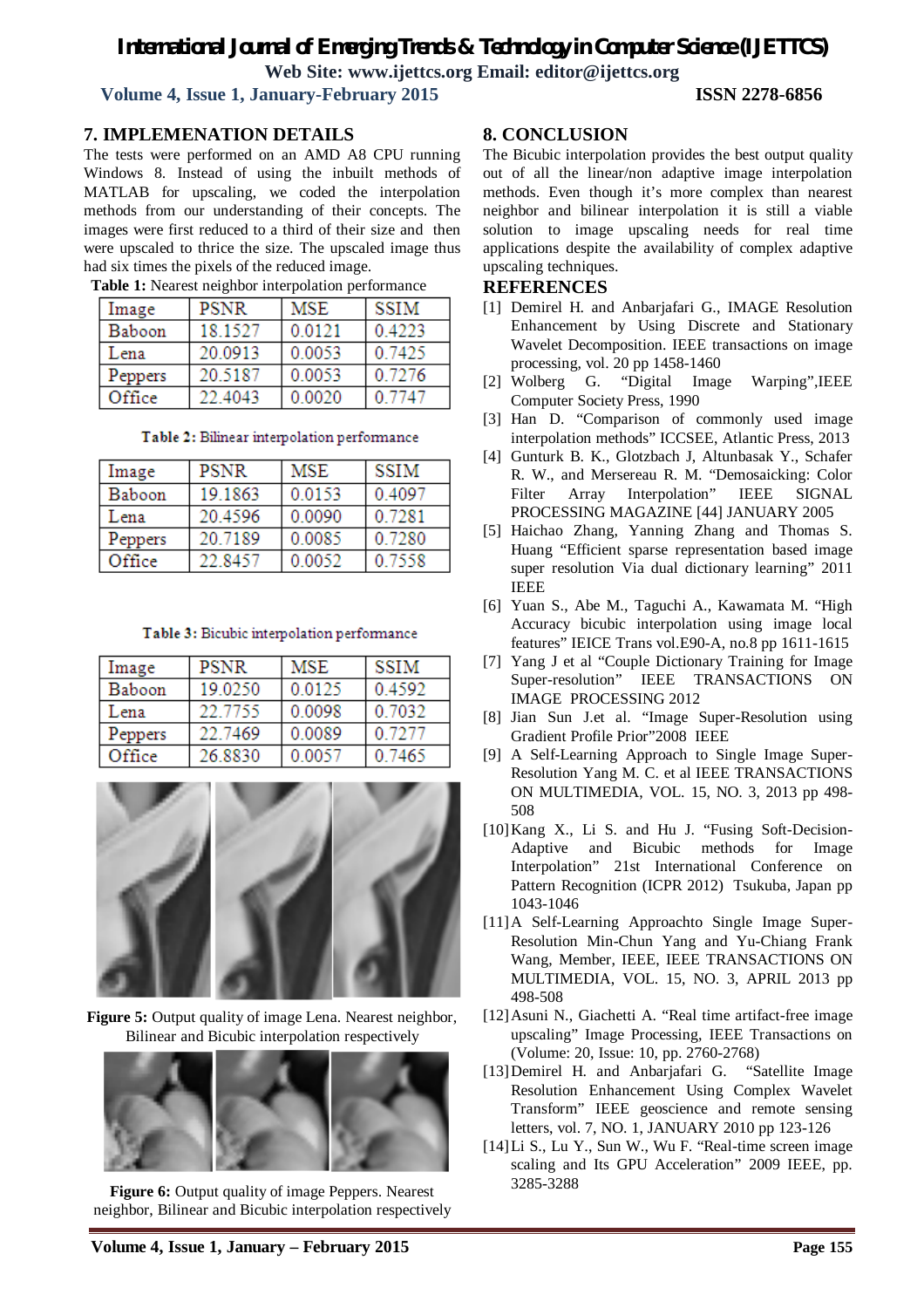## 7. IMPLEMENATION DETAILS

The tests were performed on an AMD A8 CPU running Windows 8. Instead of using the inbuilt methods of MATLAB for upscaling, we coded the interpolation methods from our understanding of their concepts. The images were first reduced to a third of their size and then were upscaled to thrice the size. The upscaled image thus had six times the pixels of the reduced image.

**Table 1:** Nearest neighbor interpolation performance

| Image | PSNR | MSE | SSIM |
|---|---|---|---|
| Baboon | 18.1527 | 0.0121 | 0.4223 |
| Lena | 20.0913 | 0.0053 | 0.7425 |
| Peppers | 20.5187 | 0.0053 | 0.7276 |
| Office | 22.4043 | 0.0020 | 0.7747 |

**Table 2:** Bilinear interpolation performance

| Image | PSNR | MSE | SSIM |
|---|---|---|---|
| Baboon | 19.1863 | 0.0153 | 0.4097 |
| Lena | 20.4596 | 0.0090 | 0.7281 |
| Peppers | 20.7189 | 0.0085 | 0.7280 |
| Office | 22.8457 | 0.0052 | 0.7558 |

**Table 3:** Bicubic interpolation performance

| Image | PSNR | MSE | SSIM |
|---|---|---|---|
| Baboon | 19.0250 | 0.0125 | 0.4592 |
| Lena | 22.7755 | 0.0098 | 0.7032 |
| Peppers | 22.7469 | 0.0089 | 0.7277 |
| Office | 26.8830 | 0.0057 | 0.7465 |

**Figure 5:** Output quality of image Lena. Nearest neighbor, Bilinear and Bicubic interpolation respectively

**Figure 6:** Output quality of image Peppers. Nearest neighbor, Bilinear and Bicubic interpolation respectively

## 8. CONCLUSION

The Bicubic interpolation provides the best output quality out of all the linear/non adaptive image interpolation methods. Even though it's more complex than nearest neighbor and bilinear interpolation it is still a viable solution to image upscaling needs for real time applications despite the availability of complex adaptive upscaling techniques.

## REFERENCES

[1] Demirel H. and Anbarjafari G., IMAGE Resolution Enhancement by Using Discrete and Stationary Wavelet Decomposition. IEEE transactions on image processing, vol. 20 pp 1458-1460

[2] Wolberg G. "Digital Image Warping",IEEE Computer Society Press, 1990

[3] Han D. "Comparison of commonly used image interpolation methods" ICCSEE, Atlantic Press, 2013

[4] Gunturk B. K., Glotzbach J, Altunbasak Y., Schafer R. W., and Mersereau R. M. "Demosaicking: Color Filter Array Interpolation" IEEE SIGNAL PROCESSING MAGAZINE [44] JANUARY 2005

[5] Haichao Zhang, Yanning Zhang and Thomas S. Huang "Efficient sparse representation based image super resolution Via dual dictionary learning" 2011 IEEE

[6] Yuan S., Abe M., Taguchi A., Kawamata M. "High Accuracy bicubic interpolation using image local features" IEICE Trans vol.E90-A, no.8 pp 1611-1615

[7] Yang J et al "Couple Dictionary Training for Image Super-resolution" IEEE TRANSACTIONS ON IMAGE PROCESSING 2012

[8] Jian Sun J.et al. "Image Super-Resolution using Gradient Profile Prior"2008 IEEE

[9] A Self-Learning Approach to Single Image Super-Resolution Yang M. C. et al IEEE TRANSACTIONS ON MULTIMEDIA, VOL. 15, NO. 3, 2013 pp 498-508

[10] Kang X., Li S. and Hu J. "Fusing Soft-Decision-Adaptive and Bicubic methods for Image Interpolation" 21st International Conference on Pattern Recognition (ICPR 2012) Tsukuba, Japan pp 1043-1046

[11] A Self-Learning Approachto Single Image Super-Resolution Min-Chun Yang and Yu-Chiang Frank Wang, Member, IEEE, IEEE TRANSACTIONS ON MULTIMEDIA, VOL. 15, NO. 3, APRIL 2013 pp 498-508

[12] Asuni N., Giachetti A. "Real time artifact-free image upscaling" Image Processing, IEEE Transactions on (Volume: 20, Issue: 10, pp. 2760-2768)

[13] Demirel H. and Anbarjafari G. "Satellite Image Resolution Enhancement Using Complex Wavelet Transform" IEEE geoscience and remote sensing letters, vol. 7, NO. 1, JANUARY 2010 pp 123-126

[14] Li S., Lu Y., Sun W., Wu F. "Real-time screen image scaling and Its GPU Acceleration" 2009 IEEE, pp. 3285-3288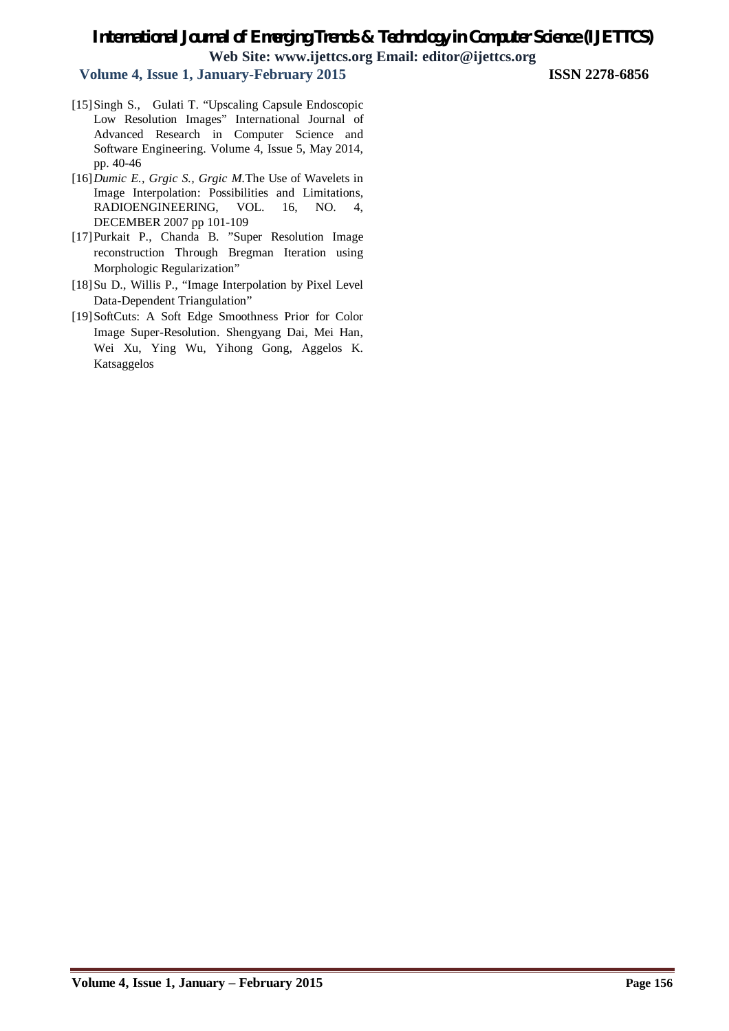[15] Singh S., Gulati T. "Upscaling Capsule Endoscopic Low Resolution Images" International Journal of Advanced Research in Computer Science and Software Engineering. Volume 4, Issue 5, May 2014, pp. 40-46

[16] *Dumic E., Grgic S., Grgic M.*The Use of Wavelets in Image Interpolation: Possibilities and Limitations, RADIOENGINEERING, VOL. 16, NO. 4, DECEMBER 2007 pp 101-109

[17] Purkait P., Chanda B. "Super Resolution Image reconstruction Through Bregman Iteration using Morphologic Regularization"

[18] Su D., Willis P., "Image Interpolation by Pixel Level Data-Dependent Triangulation"

[19] SoftCuts: A Soft Edge Smoothness Prior for Color Image Super-Resolution. Shengyang Dai, Mei Han, Wei Xu, Ying Wu, Yihong Gong, Aggelos K. Katsaggelos